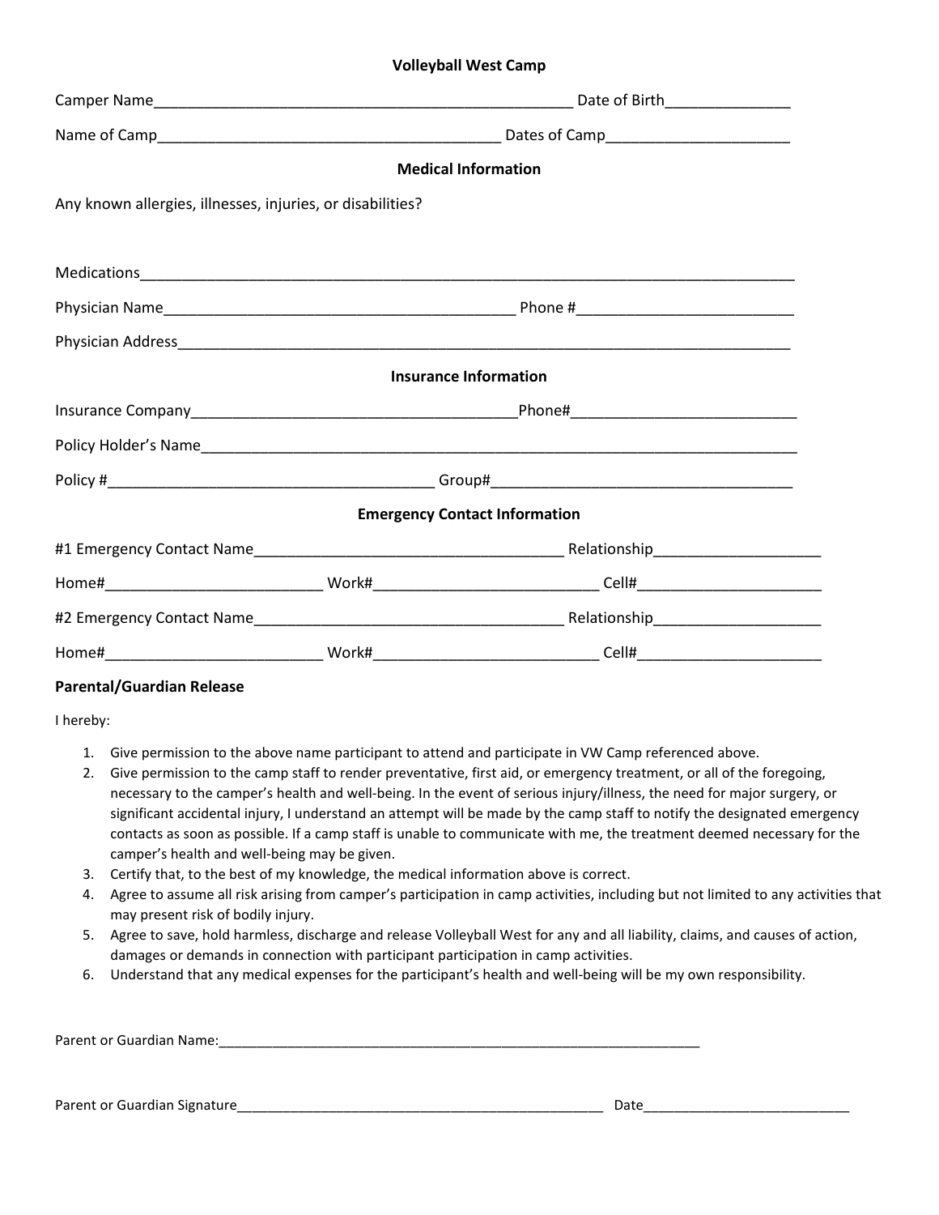# Volleyball West Camp

Camper Name____________________________________________________ Date of Birth_______________

Name of Camp__________________________________________ Dates of Camp______________________

## Medical Information

Any known allergies, illnesses, injuries, or disabilities?

Medications________________________________________________________________________________

Physician Name___________________________________________ Phone #__________________________

Physician Address____________________________________________________________________________

## Insurance Information

Insurance Company________________________________________Phone#___________________________

Policy Holder's Name_________________________________________________________________________

Policy #_______________________________________ Group#____________________________________

## Emergency Contact Information

#1 Emergency Contact Name______________________________________ Relationship____________________

Home#_________________________ Work#___________________________ Cell#______________________

#2 Emergency Contact Name______________________________________ Relationship____________________

Home#_________________________ Work#___________________________ Cell#______________________

### Parental/Guardian Release

I hereby:

1. Give permission to the above name participant to attend and participate in VW Camp referenced above.
2. Give permission to the camp staff to render preventative, first aid, or emergency treatment, or all of the foregoing, necessary to the camper's health and well-being. In the event of serious injury/illness, the need for major surgery, or significant accidental injury, I understand an attempt will be made by the camp staff to notify the designated emergency contacts as soon as possible. If a camp staff is unable to communicate with me, the treatment deemed necessary for the camper's health and well-being may be given.
3. Certify that, to the best of my knowledge, the medical information above is correct.
4. Agree to assume all risk arising from camper's participation in camp activities, including but not limited to any activities that may present risk of bodily injury.
5. Agree to save, hold harmless, discharge and release Volleyball West for any and all liability, claims, and causes of action, damages or demands in connection with participant participation in camp activities.
6. Understand that any medical expenses for the participant's health and well-being will be my own responsibility.

Parent or Guardian Name:_________________________________________________________________

Parent or Guardian Signature_________________________________________________ Date___________________________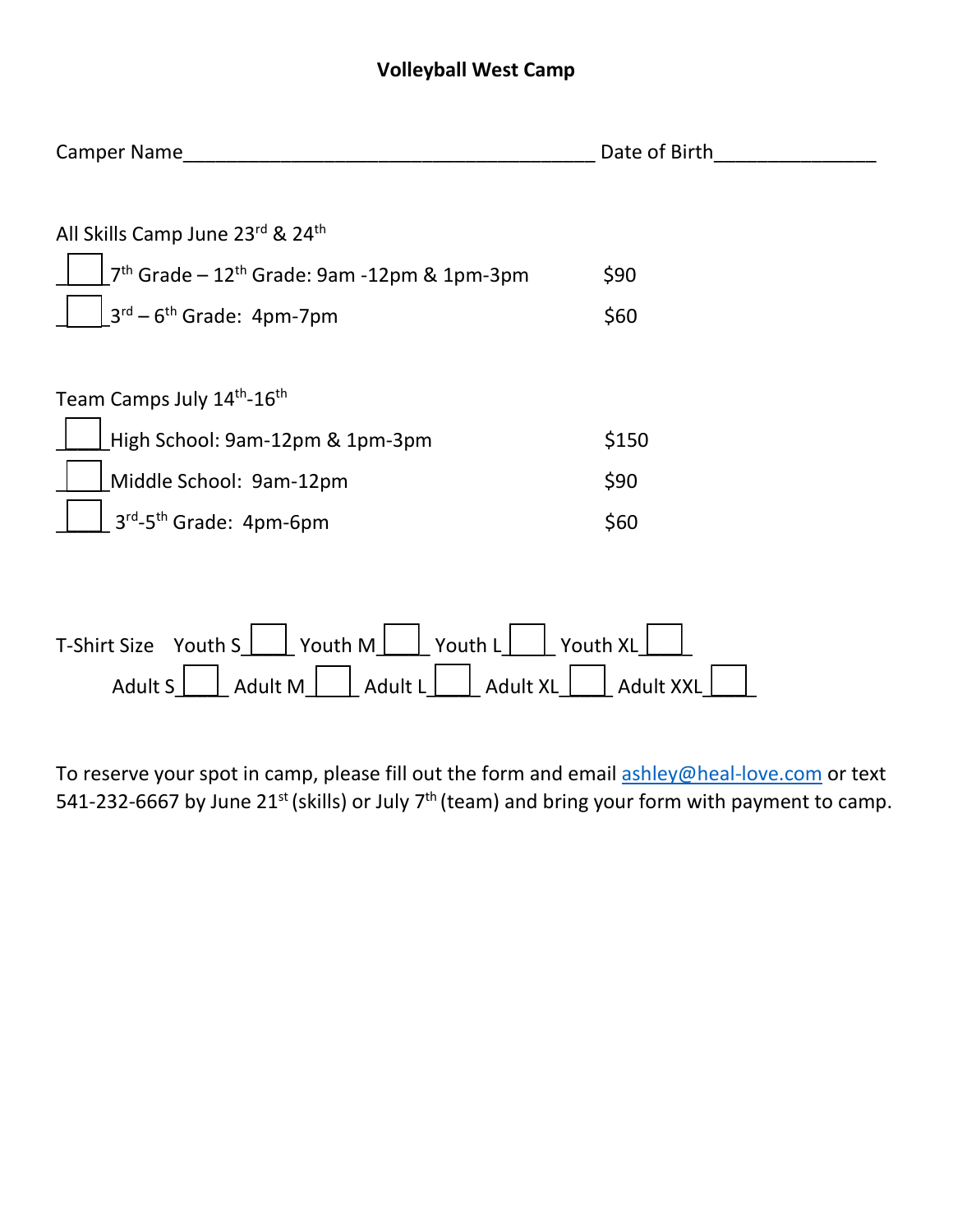# Volleyball West Camp

Camper Name________________________________________ Date of Birth_______________

All Skills Camp June 23rd & 24th

☐ 7th Grade – 12th Grade: 9am -12pm & 1pm-3pm $90

☐ 3rd – 6th Grade: 4pm-7pm $60

Team Camps July 14th-16th

☐ High School: 9am-12pm & 1pm-3pm $150

☐ Middle School: 9am-12pm $90

☐ 3rd-5th Grade: 4pm-6pm $60

T-Shirt Size Youth S ☐ Youth M ☐ Youth L ☐ Youth XL ☐

Adult S ☐ Adult M ☐ Adult L ☐ Adult XL ☐ Adult XXL ☐

To reserve your spot in camp, please fill out the form and email ashley@heal-love.com or text 541-232-6667 by June 21st (skills) or July 7th (team) and bring your form with payment to camp.